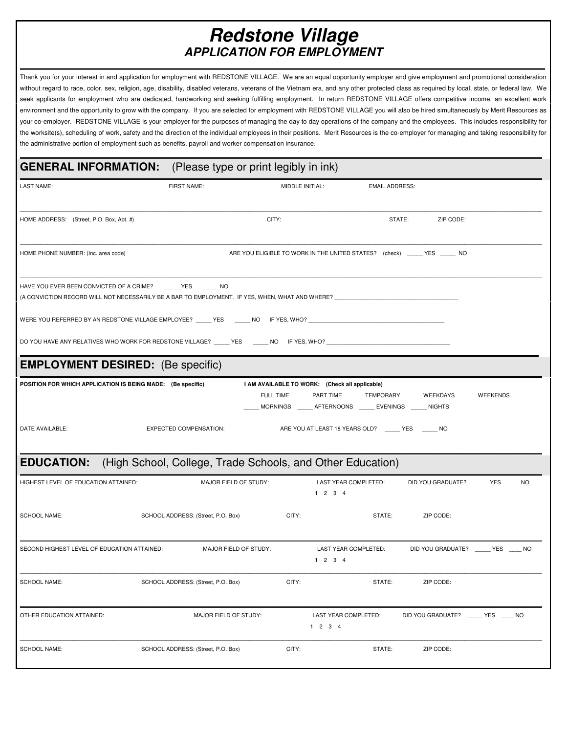# Redstone Village
## APPLICATION FOR EMPLOYMENT

Thank you for your interest in and application for employment with REDSTONE VILLAGE. We are an equal opportunity employer and give employment and promotional consideration without regard to race, color, sex, religion, age, disability, disabled veterans, veterans of the Vietnam era, and any other protected class as required by local, state, or federal law. We seek applicants for employment who are dedicated, hardworking and seeking fulfilling employment. In return REDSTONE VILLAGE offers competitive income, an excellent work environment and the opportunity to grow with the company. If you are selected for employment with REDSTONE VILLAGE you will also be hired simultaneously by Merit Resources as your co-employer. REDSTONE VILLAGE is your employer for the purposes of managing the day to day operations of the company and the employees. This includes responsibility for the worksite(s), scheduling of work, safety and the direction of the individual employees in their positions. Merit Resources is the co-employer for managing and taking responsibility for the administrative portion of employment such as benefits, payroll and worker compensation insurance.

## GENERAL INFORMATION: (Please type or print legibly in ink)

LAST NAME: FIRST NAME: MIDDLE INITIAL: EMAIL ADDRESS:

HOME ADDRESS: (Street, P.O. Box, Apt. #) CITY: STATE: ZIP CODE:

HOME PHONE NUMBER: (Inc. area code) ARE YOU ELIGIBLE TO WORK IN THE UNITED STATES? (check) _____ YES _____ NO

HAVE YOU EVER BEEN CONVICTED OF A CRIME? _____ YES _____ NO
(A CONVICTION RECORD WILL NOT NECESSARILY BE A BAR TO EMPLOYMENT. IF YES, WHEN, WHAT AND WHERE? ______________________________________

WERE YOU REFERRED BY AN REDSTONE VILLAGE EMPLOYEE? _____ YES _____ NO IF YES, WHO? ________________________________________

DO YOU HAVE ANY RELATIVES WHO WORK FOR REDSTONE VILLAGE? _____ YES _____ NO IF YES, WHO? ______________________________________

## EMPLOYMENT DESIRED: (Be specific)

**POSITION FOR WHICH APPLICATION IS BEING MADE: (Be specific)**

**I AM AVAILABLE TO WORK: (Check all applicable)**
_____ FULL TIME _____ PART TIME _____ TEMPORARY _____ WEEKDAYS _____ WEEKENDS
_____ MORNINGS _____ AFTERNOONS _____ EVENINGS _____ NIGHTS

DATE AVAILABLE: EXPECTED COMPENSATION: ARE YOU AT LEAST 18 YEARS OLD? _____ YES _____ NO

## EDUCATION: (High School, College, Trade Schools, and Other Education)

HIGHEST LEVEL OF EDUCATION ATTAINED: MAJOR FIELD OF STUDY: LAST YEAR COMPLETED: 1 2 3 4 DID YOU GRADUATE? _____ YES ____ NO

SCHOOL NAME: SCHOOL ADDRESS: (Street, P.O. Box) CITY: STATE: ZIP CODE:

SECOND HIGHEST LEVEL OF EDUCATION ATTAINED: MAJOR FIELD OF STUDY: LAST YEAR COMPLETED: 1 2 3 4 DID YOU GRADUATE? _____ YES ____ NO

SCHOOL NAME: SCHOOL ADDRESS: (Street, P.O. Box) CITY: STATE: ZIP CODE:

OTHER EDUCATION ATTAINED: MAJOR FIELD OF STUDY: LAST YEAR COMPLETED: 1 2 3 4 DID YOU GRADUATE? _____ YES ____ NO

SCHOOL NAME: SCHOOL ADDRESS: (Street, P.O. Box) CITY: STATE: ZIP CODE: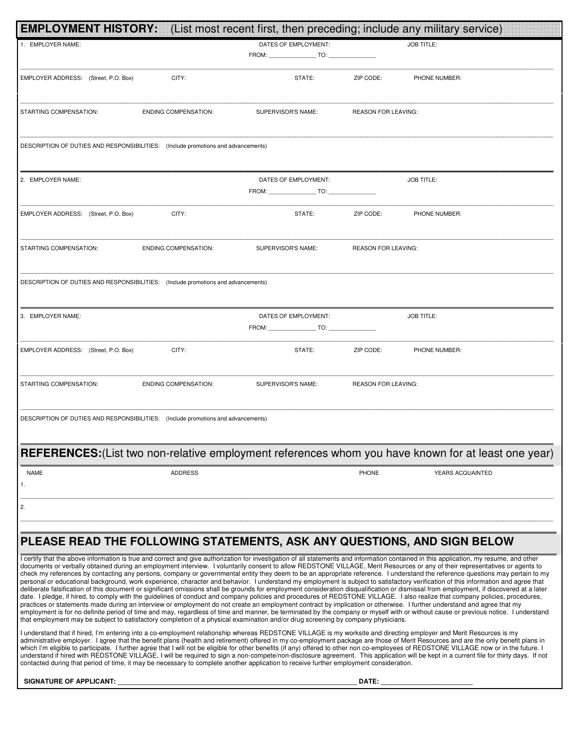## EMPLOYMENT HISTORY: (List most recent first, then preceding; include any military service)

1. EMPLOYER NAME: DATES OF EMPLOYMENT: FROM: _______________ TO: _______________ JOB TITLE:

EMPLOYER ADDRESS: (Street, P.O. Box) CITY: STATE: ZIP CODE: PHONE NUMBER:

STARTING COMPENSATION: ENDING COMPENSATION: SUPERVISOR'S NAME: REASON FOR LEAVING:

DESCRIPTION OF DUTIES AND RESPONSIBILITIES: (Include promotions and advancements)

2. EMPLOYER NAME: DATES OF EMPLOYMENT: FROM: _______________ TO: _______________ JOB TITLE:

EMPLOYER ADDRESS: (Street, P.O. Box) CITY: STATE: ZIP CODE: PHONE NUMBER:

STARTING COMPENSATION: ENDING COMPENSATION: SUPERVISOR'S NAME: REASON FOR LEAVING:

DESCRIPTION OF DUTIES AND RESPONSIBILITIES: (Include promotions and advancements)

3. EMPLOYER NAME: DATES OF EMPLOYMENT: FROM: _______________ TO: _______________ JOB TITLE:

EMPLOYER ADDRESS: (Street, P.O. Box) CITY: STATE: ZIP CODE: PHONE NUMBER:

STARTING COMPENSATION: ENDING COMPENSATION: SUPERVISOR'S NAME: REASON FOR LEAVING:

DESCRIPTION OF DUTIES AND RESPONSIBILITIES: (Include promotions and advancements)

## REFERENCES: (List two non-relative employment references whom you have known for at least one year)

| | NAME | ADDRESS | PHONE | YEARS ACQUAINTED |
|---|---|---|---|---|
| 1. | | | | |
| 2. | | | | |

## PLEASE READ THE FOLLOWING STATEMENTS, ASK ANY QUESTIONS, AND SIGN BELOW

I certify that the above information is true and correct and give authorization for investigation of all statements and information contained in this application, my resume, and other documents or verbally obtained during an employment interview. I voluntarily consent to allow REDSTONE VILLAGE, Merit Resources or any of their representatives or agents to check my references by contacting any persons, company or governmental entity they deem to be an appropriate reference. I understand the reference questions may pertain to my personal or educational background, work experience, character and behavior. I understand my employment is subject to satisfactory verification of this information and agree that deliberate falsification of this document or significant omissions shall be grounds for employment consideration disqualification or dismissal from employment, if discovered at a later date. I pledge, if hired, to comply with the guidelines of conduct and company policies and procedures of REDSTONE VILLAGE. I also realize that company policies, procedures, practices or statements made during an interview or employment do not create an employment contract by implication or otherwise. I further understand and agree that my employment is for no definite period of time and may, regardless of time and manner, be terminated by the company or myself with or without cause or previous notice. I understand that employment may be subject to satisfactory completion of a physical examination and/or drug screening by company physicians.

I understand that if hired, I'm entering into a co-employment relationship whereas REDSTONE VILLAGE is my worksite and directing employer and Merit Resources is my administrative employer. I agree that the benefit plans (health and retirement) offered in my co-employment package are those of Merit Resources and are the only benefit plans in which I'm eligible to participate. I further agree that I will not be eligible for other benefits (if any) offered to other non co-employees of REDSTONE VILLAGE now or in the future. I understand if hired with REDSTONE VILLAGE, I will be required to sign a non-compete/non-disclosure agreement. This application will be kept in a current file for thirty days. If not contacted during that period of time, it may be necessary to complete another application to receive further employment consideration.

**SIGNATURE OF APPLICANT:** _______________________________________________ **DATE:** _______________________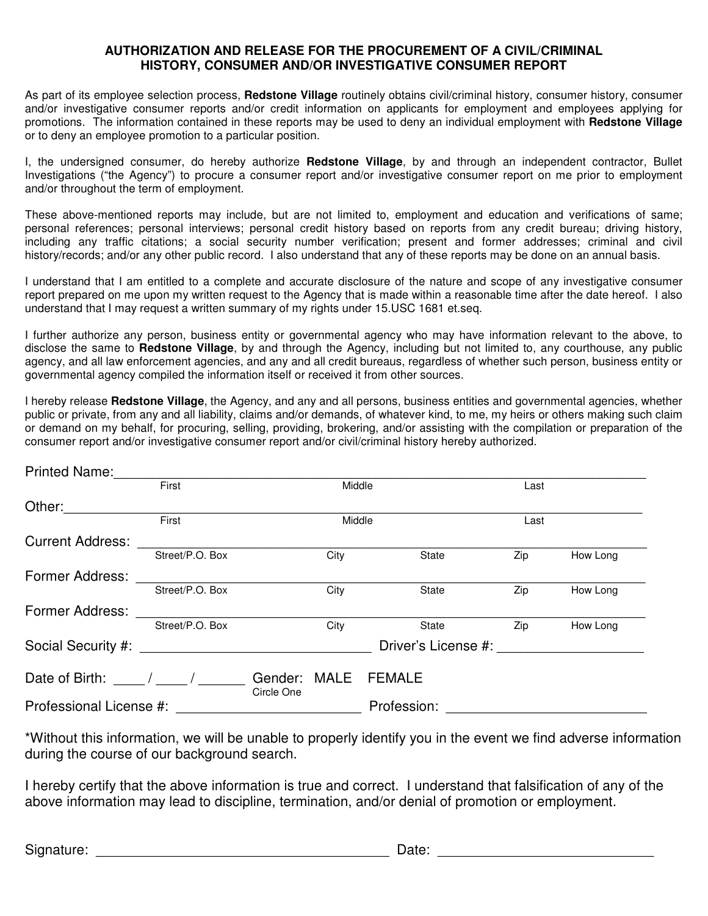## AUTHORIZATION AND RELEASE FOR THE PROCUREMENT OF A CIVIL/CRIMINAL HISTORY, CONSUMER AND/OR INVESTIGATIVE CONSUMER REPORT

As part of its employee selection process, **Redstone Village** routinely obtains civil/criminal history, consumer history, consumer and/or investigative consumer reports and/or credit information on applicants for employment and employees applying for promotions. The information contained in these reports may be used to deny an individual employment with **Redstone Village** or to deny an employee promotion to a particular position.

I, the undersigned consumer, do hereby authorize **Redstone Village**, by and through an independent contractor, Bullet Investigations ("the Agency") to procure a consumer report and/or investigative consumer report on me prior to employment and/or throughout the term of employment.

These above-mentioned reports may include, but are not limited to, employment and education and verifications of same; personal references; personal interviews; personal credit history based on reports from any credit bureau; driving history, including any traffic citations; a social security number verification; present and former addresses; criminal and civil history/records; and/or any other public record. I also understand that any of these reports may be done on an annual basis.

I understand that I am entitled to a complete and accurate disclosure of the nature and scope of any investigative consumer report prepared on me upon my written request to the Agency that is made within a reasonable time after the date hereof. I also understand that I may request a written summary of my rights under 15.USC 1681 et.seq.

I further authorize any person, business entity or governmental agency who may have information relevant to the above, to disclose the same to **Redstone Village**, by and through the Agency, including but not limited to, any courthouse, any public agency, and all law enforcement agencies, and any and all credit bureaus, regardless of whether such person, business entity or governmental agency compiled the information itself or received it from other sources.

I hereby release **Redstone Village**, the Agency, and any and all persons, business entities and governmental agencies, whether public or private, from any and all liability, claims and/or demands, of whatever kind, to me, my heirs or others making such claim or demand on my behalf, for procuring, selling, providing, brokering, and/or assisting with the compilation or preparation of the consumer report and/or investigative consumer report and/or civil/criminal history hereby authorized.

Printed Name: ______________________________________________
First Middle Last

Other: ______________________________________________
First Middle Last

Current Address: ______________________________________________
Street/P.O. Box City State Zip How Long

Former Address: ______________________________________________
Street/P.O. Box City State Zip How Long

Former Address: ______________________________________________
Street/P.O. Box City State Zip How Long

Social Security #: ______________________ Driver's License #: ________________

Date of Birth: ____ / ____ / ______ Gender: MALE FEMALE
Circle One

Professional License #: ____________________ Profession: ____________________

*Without this information, we will be unable to properly identify you in the event we find adverse information during the course of our background search.

I hereby certify that the above information is true and correct. I understand that falsification of any of the above information may lead to discipline, termination, and/or denial of promotion or employment.

Signature: ______________________________ Date: ______________________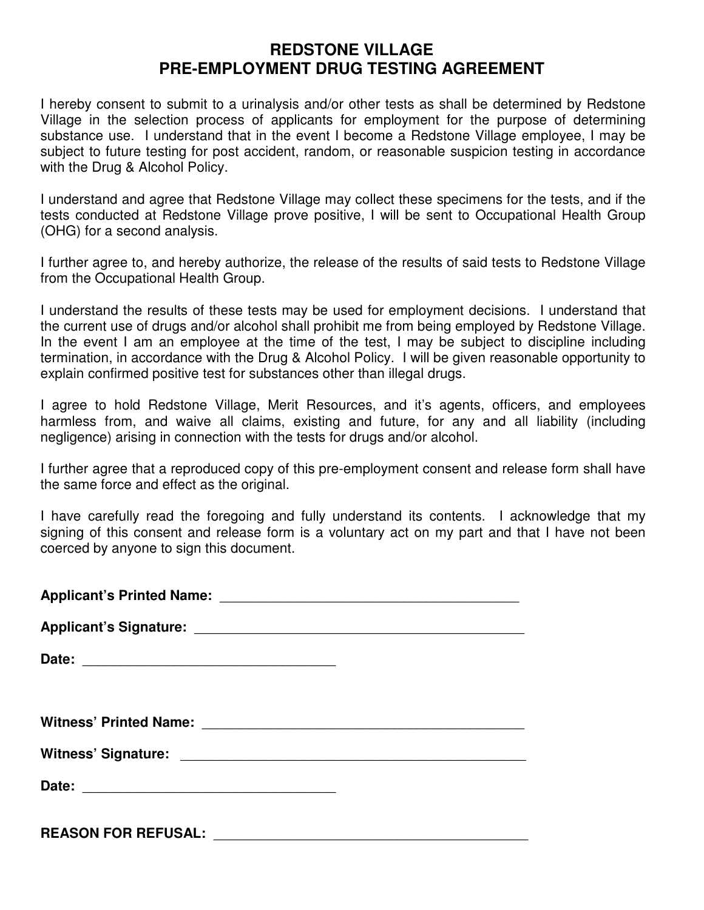# REDSTONE VILLAGE
## PRE-EMPLOYMENT DRUG TESTING AGREEMENT

I hereby consent to submit to a urinalysis and/or other tests as shall be determined by Redstone Village in the selection process of applicants for employment for the purpose of determining substance use. I understand that in the event I become a Redstone Village employee, I may be subject to future testing for post accident, random, or reasonable suspicion testing in accordance with the Drug & Alcohol Policy.

I understand and agree that Redstone Village may collect these specimens for the tests, and if the tests conducted at Redstone Village prove positive, I will be sent to Occupational Health Group (OHG) for a second analysis.

I further agree to, and hereby authorize, the release of the results of said tests to Redstone Village from the Occupational Health Group.

I understand the results of these tests may be used for employment decisions. I understand that the current use of drugs and/or alcohol shall prohibit me from being employed by Redstone Village. In the event I am an employee at the time of the test, I may be subject to discipline including termination, in accordance with the Drug & Alcohol Policy. I will be given reasonable opportunity to explain confirmed positive test for substances other than illegal drugs.

I agree to hold Redstone Village, Merit Resources, and it's agents, officers, and employees harmless from, and waive all claims, existing and future, for any and all liability (including negligence) arising in connection with the tests for drugs and/or alcohol.

I further agree that a reproduced copy of this pre-employment consent and release form shall have the same force and effect as the original.

I have carefully read the foregoing and fully understand its contents. I acknowledge that my signing of this consent and release form is a voluntary act on my part and that I have not been coerced by anyone to sign this document.

**Applicant's Printed Name:** ________________________________________

**Applicant's Signature:** ____________________________________________

**Date:** __________________________________

**Witness' Printed Name:** ___________________________________________

**Witness' Signature:** _______________________________________________

**Date:** __________________________________

**REASON FOR REFUSAL:** __________________________________________